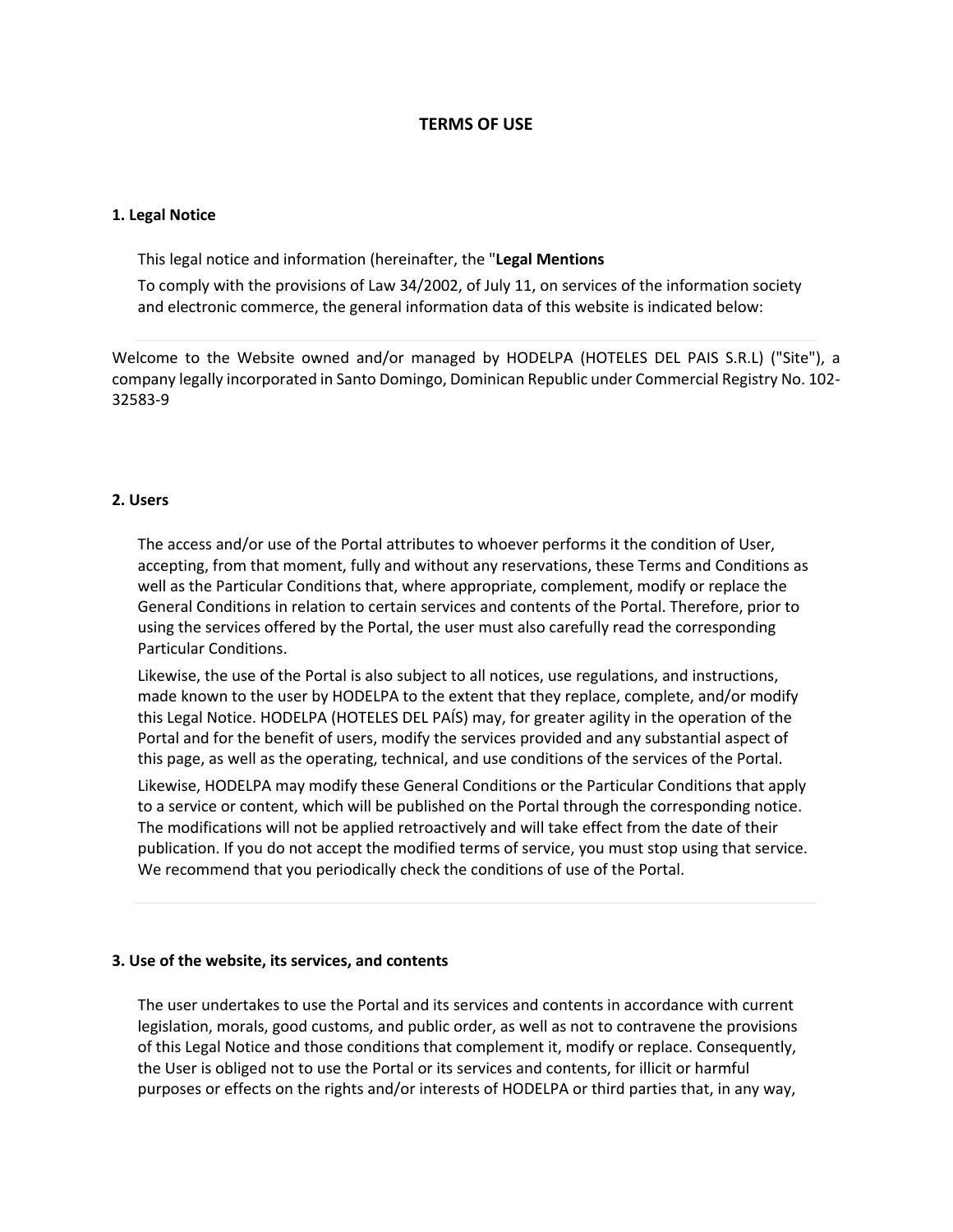# TERMS OF USE

## 1. Legal Notice

This legal notice and information (hereinafter, the "**Legal Mentions**

To comply with the provisions of Law 34/2002, of July 11, on services of the information society and electronic commerce, the general information data of this website is indicated below:

---

Welcome to the Website owned and/or managed by HODELPA (HOTELES DEL PAIS S.R.L) ("Site"), a company legally incorporated in Santo Domingo, Dominican Republic under Commercial Registry No. 102-32583-9

## 2. Users

The access and/or use of the Portal attributes to whoever performs it the condition of User, accepting, from that moment, fully and without any reservations, these Terms and Conditions as well as the Particular Conditions that, where appropriate, complement, modify or replace the General Conditions in relation to certain services and contents of the Portal. Therefore, prior to using the services offered by the Portal, the user must also carefully read the corresponding Particular Conditions.

Likewise, the use of the Portal is also subject to all notices, use regulations, and instructions, made known to the user by HODELPA to the extent that they replace, complete, and/or modify this Legal Notice. HODELPA (HOTELES DEL PAÍS) may, for greater agility in the operation of the Portal and for the benefit of users, modify the services provided and any substantial aspect of this page, as well as the operating, technical, and use conditions of the services of the Portal.

Likewise, HODELPA may modify these General Conditions or the Particular Conditions that apply to a service or content, which will be published on the Portal through the corresponding notice. The modifications will not be applied retroactively and will take effect from the date of their publication. If you do not accept the modified terms of service, you must stop using that service. We recommend that you periodically check the conditions of use of the Portal.

---

## 3. Use of the website, its services, and contents

The user undertakes to use the Portal and its services and contents in accordance with current legislation, morals, good customs, and public order, as well as not to contravene the provisions of this Legal Notice and those conditions that complement it, modify or replace. Consequently, the User is obliged not to use the Portal or its services and contents, for illicit or harmful purposes or effects on the rights and/or interests of HODELPA or third parties that, in any way,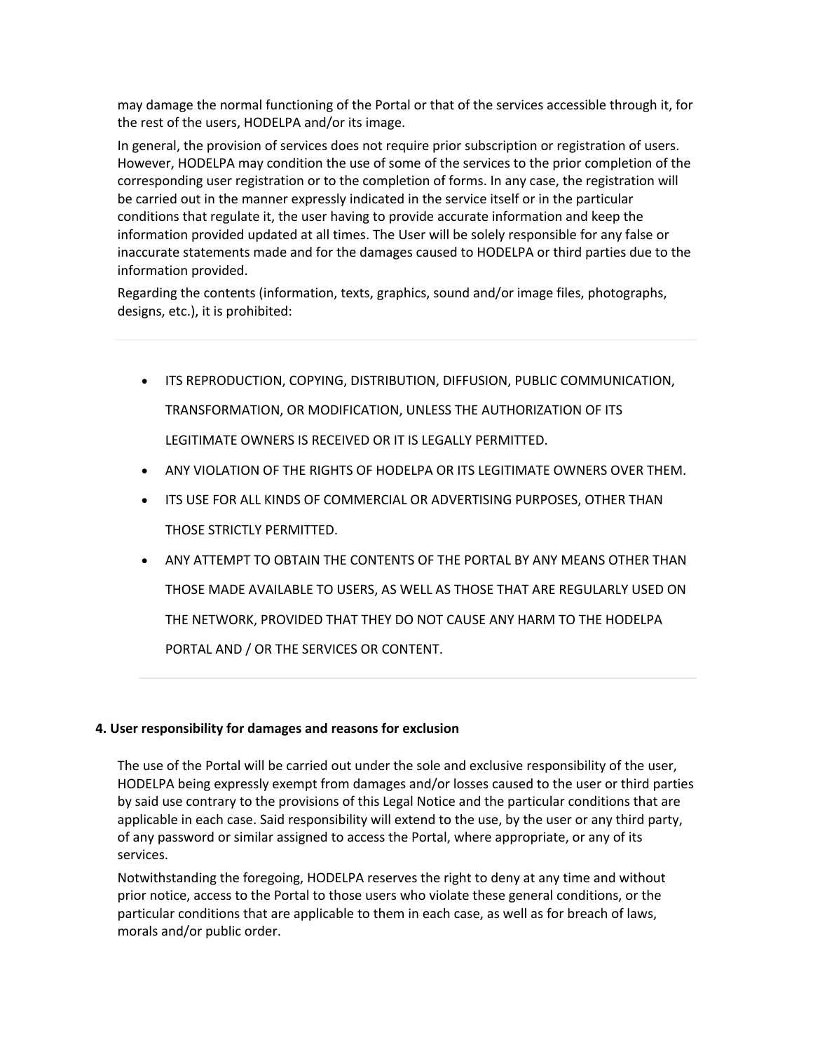may damage the normal functioning of the Portal or that of the services accessible through it, for the rest of the users, HODELPA and/or its image.

In general, the provision of services does not require prior subscription or registration of users. However, HODELPA may condition the use of some of the services to the prior completion of the corresponding user registration or to the completion of forms. In any case, the registration will be carried out in the manner expressly indicated in the service itself or in the particular conditions that regulate it, the user having to provide accurate information and keep the information provided updated at all times. The User will be solely responsible for any false or inaccurate statements made and for the damages caused to HODELPA or third parties due to the information provided.

Regarding the contents (information, texts, graphics, sound and/or image files, photographs, designs, etc.), it is prohibited:

---

- ITS REPRODUCTION, COPYING, DISTRIBUTION, DIFFUSION, PUBLIC COMMUNICATION, TRANSFORMATION, OR MODIFICATION, UNLESS THE AUTHORIZATION OF ITS LEGITIMATE OWNERS IS RECEIVED OR IT IS LEGALLY PERMITTED.
- ANY VIOLATION OF THE RIGHTS OF HODELPA OR ITS LEGITIMATE OWNERS OVER THEM.
- ITS USE FOR ALL KINDS OF COMMERCIAL OR ADVERTISING PURPOSES, OTHER THAN THOSE STRICTLY PERMITTED.
- ANY ATTEMPT TO OBTAIN THE CONTENTS OF THE PORTAL BY ANY MEANS OTHER THAN THOSE MADE AVAILABLE TO USERS, AS WELL AS THOSE THAT ARE REGULARLY USED ON THE NETWORK, PROVIDED THAT THEY DO NOT CAUSE ANY HARM TO THE HODELPA PORTAL AND / OR THE SERVICES OR CONTENT.

---

**4. User responsibility for damages and reasons for exclusion**

The use of the Portal will be carried out under the sole and exclusive responsibility of the user, HODELPA being expressly exempt from damages and/or losses caused to the user or third parties by said use contrary to the provisions of this Legal Notice and the particular conditions that are applicable in each case. Said responsibility will extend to the use, by the user or any third party, of any password or similar assigned to access the Portal, where appropriate, or any of its services.

Notwithstanding the foregoing, HODELPA reserves the right to deny at any time and without prior notice, access to the Portal to those users who violate these general conditions, or the particular conditions that are applicable to them in each case, as well as for breach of laws, morals and/or public order.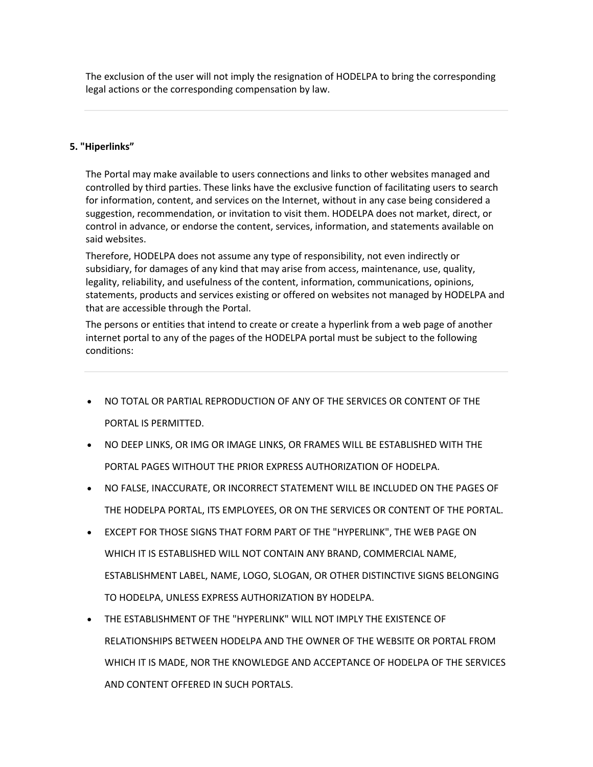The exclusion of the user will not imply the resignation of HODELPA to bring the corresponding legal actions or the corresponding compensation by law.

---

**5. "Hiperlinks"**

The Portal may make available to users connections and links to other websites managed and controlled by third parties. These links have the exclusive function of facilitating users to search for information, content, and services on the Internet, without in any case being considered a suggestion, recommendation, or invitation to visit them. HODELPA does not market, direct, or control in advance, or endorse the content, services, information, and statements available on said websites.

Therefore, HODELPA does not assume any type of responsibility, not even indirectly or subsidiary, for damages of any kind that may arise from access, maintenance, use, quality, legality, reliability, and usefulness of the content, information, communications, opinions, statements, products and services existing or offered on websites not managed by HODELPA and that are accessible through the Portal.

The persons or entities that intend to create or create a hyperlink from a web page of another internet portal to any of the pages of the HODELPA portal must be subject to the following conditions:

---

- NO TOTAL OR PARTIAL REPRODUCTION OF ANY OF THE SERVICES OR CONTENT OF THE PORTAL IS PERMITTED.
- NO DEEP LINKS, OR IMG OR IMAGE LINKS, OR FRAMES WILL BE ESTABLISHED WITH THE PORTAL PAGES WITHOUT THE PRIOR EXPRESS AUTHORIZATION OF HODELPA.
- NO FALSE, INACCURATE, OR INCORRECT STATEMENT WILL BE INCLUDED ON THE PAGES OF THE HODELPA PORTAL, ITS EMPLOYEES, OR ON THE SERVICES OR CONTENT OF THE PORTAL.
- EXCEPT FOR THOSE SIGNS THAT FORM PART OF THE "HYPERLINK", THE WEB PAGE ON WHICH IT IS ESTABLISHED WILL NOT CONTAIN ANY BRAND, COMMERCIAL NAME, ESTABLISHMENT LABEL, NAME, LOGO, SLOGAN, OR OTHER DISTINCTIVE SIGNS BELONGING TO HODELPA, UNLESS EXPRESS AUTHORIZATION BY HODELPA.
- THE ESTABLISHMENT OF THE "HYPERLINK" WILL NOT IMPLY THE EXISTENCE OF RELATIONSHIPS BETWEEN HODELPA AND THE OWNER OF THE WEBSITE OR PORTAL FROM WHICH IT IS MADE, NOR THE KNOWLEDGE AND ACCEPTANCE OF HODELPA OF THE SERVICES AND CONTENT OFFERED IN SUCH PORTALS.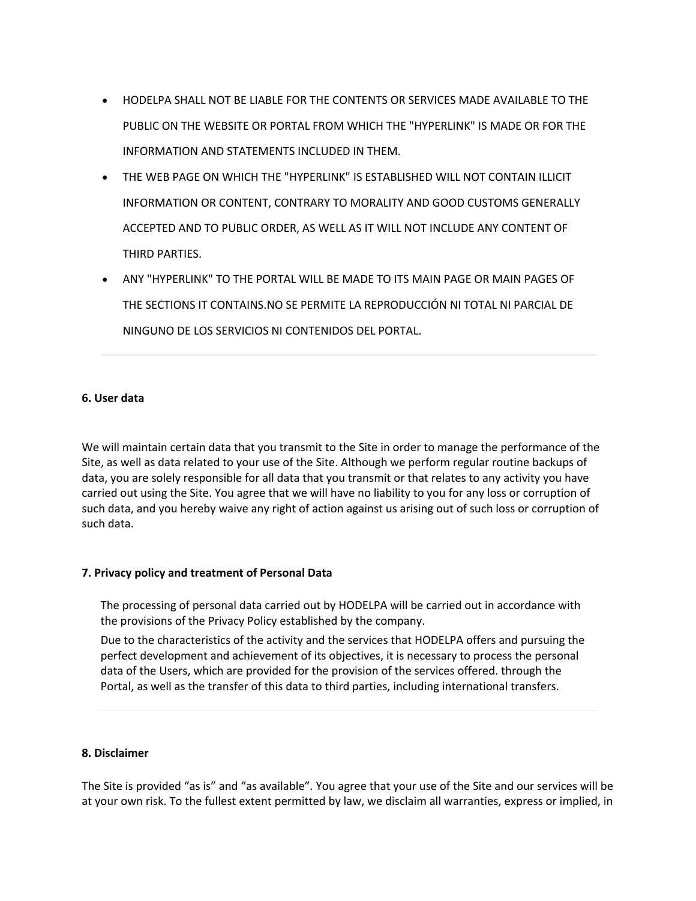- HODELPA SHALL NOT BE LIABLE FOR THE CONTENTS OR SERVICES MADE AVAILABLE TO THE PUBLIC ON THE WEBSITE OR PORTAL FROM WHICH THE "HYPERLINK" IS MADE OR FOR THE INFORMATION AND STATEMENTS INCLUDED IN THEM.
- THE WEB PAGE ON WHICH THE "HYPERLINK" IS ESTABLISHED WILL NOT CONTAIN ILLICIT INFORMATION OR CONTENT, CONTRARY TO MORALITY AND GOOD CUSTOMS GENERALLY ACCEPTED AND TO PUBLIC ORDER, AS WELL AS IT WILL NOT INCLUDE ANY CONTENT OF THIRD PARTIES.
- ANY "HYPERLINK" TO THE PORTAL WILL BE MADE TO ITS MAIN PAGE OR MAIN PAGES OF THE SECTIONS IT CONTAINS.NO SE PERMITE LA REPRODUCCIÓN NI TOTAL NI PARCIAL DE NINGUNO DE LOS SERVICIOS NI CONTENIDOS DEL PORTAL.

---

**6. User data**

We will maintain certain data that you transmit to the Site in order to manage the performance of the Site, as well as data related to your use of the Site. Although we perform regular routine backups of data, you are solely responsible for all data that you transmit or that relates to any activity you have carried out using the Site. You agree that we will have no liability to you for any loss or corruption of such data, and you hereby waive any right of action against us arising out of such loss or corruption of such data.

**7. Privacy policy and treatment of Personal Data**

The processing of personal data carried out by HODELPA will be carried out in accordance with the provisions of the Privacy Policy established by the company.

Due to the characteristics of the activity and the services that HODELPA offers and pursuing the perfect development and achievement of its objectives, it is necessary to process the personal data of the Users, which are provided for the provision of the services offered. through the Portal, as well as the transfer of this data to third parties, including international transfers.

---

**8. Disclaimer**

The Site is provided “as is” and “as available”. You agree that your use of the Site and our services will be at your own risk. To the fullest extent permitted by law, we disclaim all warranties, express or implied, in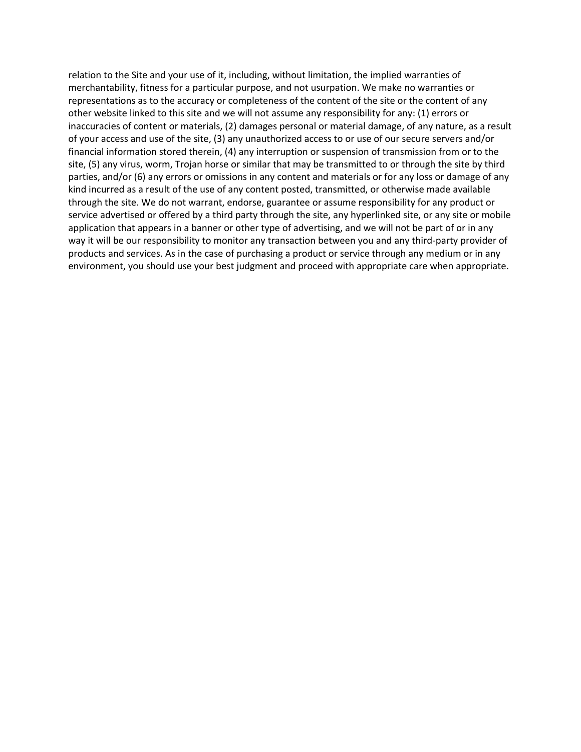relation to the Site and your use of it, including, without limitation, the implied warranties of merchantability, fitness for a particular purpose, and not usurpation. We make no warranties or representations as to the accuracy or completeness of the content of the site or the content of any other website linked to this site and we will not assume any responsibility for any: (1) errors or inaccuracies of content or materials, (2) damages personal or material damage, of any nature, as a result of your access and use of the site, (3) any unauthorized access to or use of our secure servers and/or financial information stored therein, (4) any interruption or suspension of transmission from or to the site, (5) any virus, worm, Trojan horse or similar that may be transmitted to or through the site by third parties, and/or (6) any errors or omissions in any content and materials or for any loss or damage of any kind incurred as a result of the use of any content posted, transmitted, or otherwise made available through the site. We do not warrant, endorse, guarantee or assume responsibility for any product or service advertised or offered by a third party through the site, any hyperlinked site, or any site or mobile application that appears in a banner or other type of advertising, and we will not be part of or in any way it will be our responsibility to monitor any transaction between you and any third-party provider of products and services. As in the case of purchasing a product or service through any medium or in any environment, you should use your best judgment and proceed with appropriate care when appropriate.